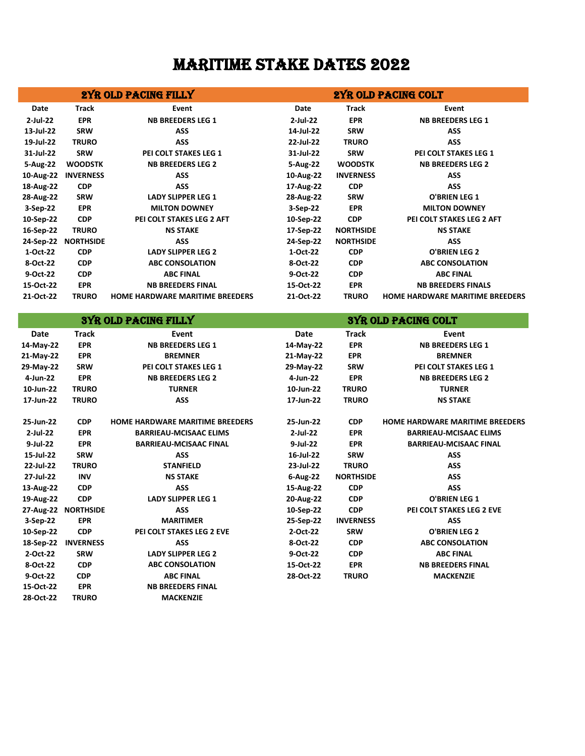# MARITIME STAKE DATES 2022

| 2YR OLD PACING FILLY | | | 2YR OLD PACING COLT | | |
|---|---|---|---|---|---|
| Date | Track | Event | Date | Track | Event |
| 2-Jul-22 | EPR | NB BREEDERS LEG 1 | 2-Jul-22 | EPR | NB BREEDERS LEG 1 |
| 13-Jul-22 | SRW | ASS | 14-Jul-22 | SRW | ASS |
| 19-Jul-22 | TRURO | ASS | 22-Jul-22 | TRURO | ASS |
| 31-Jul-22 | SRW | PEI COLT STAKES LEG 1 | 31-Jul-22 | SRW | PEI COLT STAKES LEG 1 |
| 5-Aug-22 | WOODSTK | NB BREEDERS LEG 2 | 5-Aug-22 | WOODSTK | NB BREEDERS LEG 2 |
| 10-Aug-22 | INVERNESS | ASS | 10-Aug-22 | INVERNESS | ASS |
| 18-Aug-22 | CDP | ASS | 17-Aug-22 | CDP | ASS |
| 28-Aug-22 | SRW | LADY SLIPPER LEG 1 | 28-Aug-22 | SRW | O'BRIEN LEG 1 |
| 3-Sep-22 | EPR | MILTON DOWNEY | 3-Sep-22 | EPR | MILTON DOWNEY |
| 10-Sep-22 | CDP | PEI COLT STAKES LEG 2 AFT | 10-Sep-22 | CDP | PEI COLT STAKES LEG 2 AFT |
| 16-Sep-22 | TRURO | NS STAKE | 17-Sep-22 | NORTHSIDE | NS STAKE |
| 24-Sep-22 | NORTHSIDE | ASS | 24-Sep-22 | NORTHSIDE | ASS |
| 1-Oct-22 | CDP | LADY SLIPPER LEG 2 | 1-Oct-22 | CDP | O'BRIEN LEG 2 |
| 8-Oct-22 | CDP | ABC CONSOLATION | 8-Oct-22 | CDP | ABC CONSOLATION |
| 9-Oct-22 | CDP | ABC FINAL | 9-Oct-22 | CDP | ABC FINAL |
| 15-Oct-22 | EPR | NB BREEDERS FINAL | 15-Oct-22 | EPR | NB BREEDERS FINALS |
| 21-Oct-22 | TRURO | HOME HARDWARE MARITIME BREEDERS | 21-Oct-22 | TRURO | HOME HARDWARE MARITIME BREEDERS |

| 3YR OLD PACING FILLY | | | 3YR OLD PACING COLT | | |
|---|---|---|---|---|---|
| Date | Track | Event | Date | Track | Event |
| 14-May-22 | EPR | NB BREEDERS LEG 1 | 14-May-22 | EPR | NB BREEDERS LEG 1 |
| 21-May-22 | EPR | BREMNER | 21-May-22 | EPR | BREMNER |
| 29-May-22 | SRW | PEI COLT STAKES LEG 1 | 29-May-22 | SRW | PEI COLT STAKES LEG 1 |
| 4-Jun-22 | EPR | NB BREEDERS LEG 2 | 4-Jun-22 | EPR | NB BREEDERS LEG 2 |
| 10-Jun-22 | TRURO | TURNER | 10-Jun-22 | TRURO | TURNER |
| 17-Jun-22 | TRURO | ASS | 17-Jun-22 | TRURO | NS STAKE |
| 25-Jun-22 | CDP | HOME HARDWARE MARITIME BREEDERS | 25-Jun-22 | CDP | HOME HARDWARE MARITIME BREEDERS |
| 2-Jul-22 | EPR | BARRIEAU-MCISAAC ELIMS | 2-Jul-22 | EPR | BARRIEAU-MCISAAC ELIMS |
| 9-Jul-22 | EPR | BARRIEAU-MCISAAC FINAL | 9-Jul-22 | EPR | BARRIEAU-MCISAAC FINAL |
| 15-Jul-22 | SRW | ASS | 16-Jul-22 | SRW | ASS |
| 22-Jul-22 | TRURO | STANFIELD | 23-Jul-22 | TRURO | ASS |
| 27-Jul-22 | INV | NS STAKE | 6-Aug-22 | NORTHSIDE | ASS |
| 13-Aug-22 | CDP | ASS | 15-Aug-22 | CDP | ASS |
| 19-Aug-22 | CDP | LADY SLIPPER LEG 1 | 20-Aug-22 | CDP | O'BRIEN LEG 1 |
| 27-Aug-22 | NORTHSIDE | ASS | 10-Sep-22 | CDP | PEI COLT STAKES LEG 2 EVE |
| 3-Sep-22 | EPR | MARITIMER | 25-Sep-22 | INVERNESS | ASS |
| 10-Sep-22 | CDP | PEI COLT STAKES LEG 2 EVE | 2-Oct-22 | SRW | O'BRIEN LEG 2 |
| 18-Sep-22 | INVERNESS | ASS | 8-Oct-22 | CDP | ABC CONSOLATION |
| 2-Oct-22 | SRW | LADY SLIPPER LEG 2 | 9-Oct-22 | CDP | ABC FINAL |
| 8-Oct-22 | CDP | ABC CONSOLATION | 15-Oct-22 | EPR | NB BREEDERS FINAL |
| 9-Oct-22 | CDP | ABC FINAL | 28-Oct-22 | TRURO | MACKENZIE |
| 15-Oct-22 | EPR | NB BREEDERS FINAL | | | |
| 28-Oct-22 | TRURO | MACKENZIE | | | |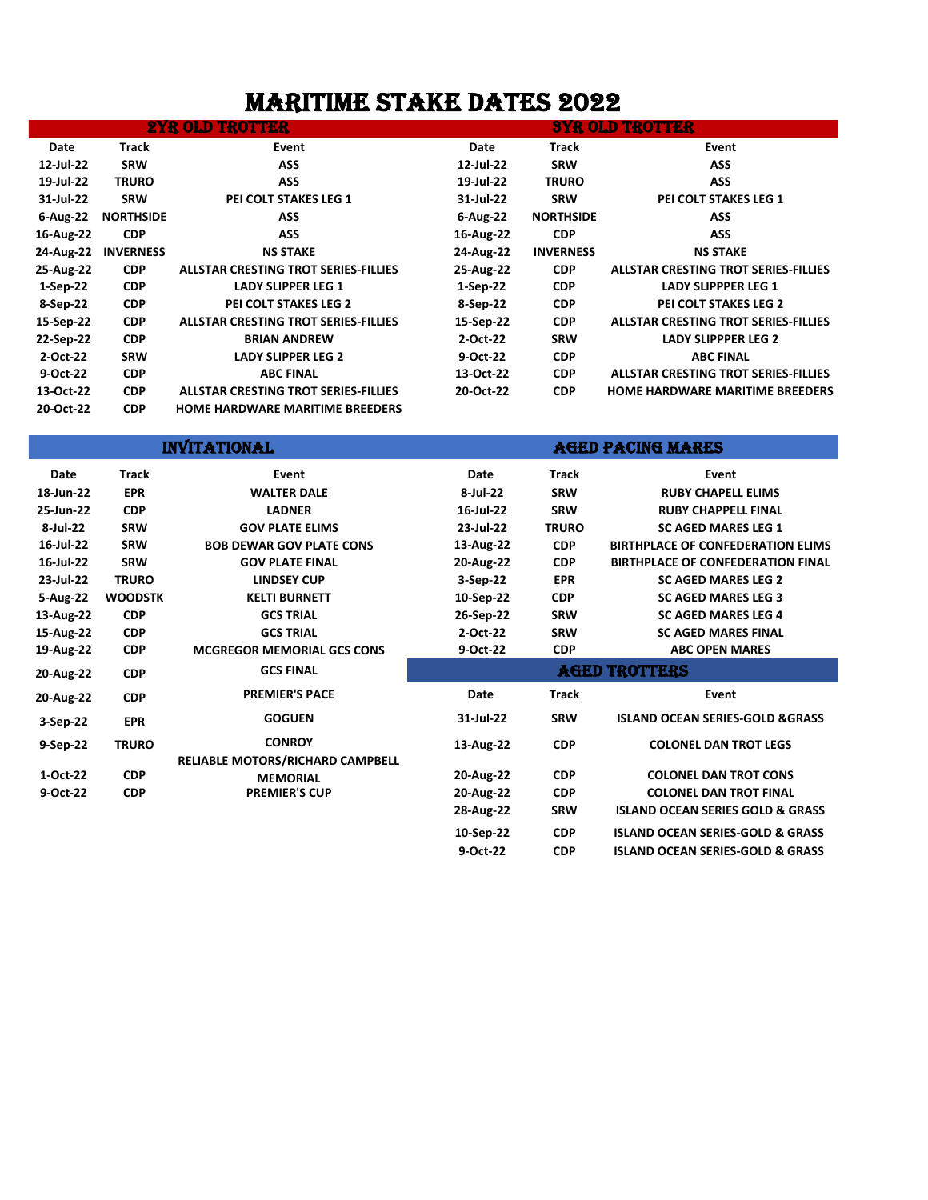# MARITIME STAKE DATES 2022

## 2YR OLD TROTTER

| Date | Track | Event |
|---|---|---|
| 12-Jul-22 | SRW | ASS |
| 19-Jul-22 | TRURO | ASS |
| 31-Jul-22 | SRW | PEI COLT STAKES LEG 1 |
| 6-Aug-22 | NORTHSIDE | ASS |
| 16-Aug-22 | CDP | ASS |
| 24-Aug-22 | INVERNESS | NS STAKE |
| 25-Aug-22 | CDP | ALLSTAR CRESTING TROT SERIES-FILLIES |
| 1-Sep-22 | CDP | LADY SLIPPER LEG 1 |
| 8-Sep-22 | CDP | PEI COLT STAKES LEG 2 |
| 15-Sep-22 | CDP | ALLSTAR CRESTING TROT SERIES-FILLIES |
| 22-Sep-22 | CDP | BRIAN ANDREW |
| 2-Oct-22 | SRW | LADY SLIPPER LEG 2 |
| 9-Oct-22 | CDP | ABC FINAL |
| 13-Oct-22 | CDP | ALLSTAR CRESTING TROT SERIES-FILLIES |
| 20-Oct-22 | CDP | HOME HARDWARE MARITIME BREEDERS |

## 3YR OLD TROTTER

| Date | Track | Event |
|---|---|---|
| 12-Jul-22 | SRW | ASS |
| 19-Jul-22 | TRURO | ASS |
| 31-Jul-22 | SRW | PEI COLT STAKES LEG 1 |
| 6-Aug-22 | NORTHSIDE | ASS |
| 16-Aug-22 | CDP | ASS |
| 24-Aug-22 | INVERNESS | NS STAKE |
| 25-Aug-22 | CDP | ALLSTAR CRESTING TROT SERIES-FILLIES |
| 1-Sep-22 | CDP | LADY SLIPPPER LEG 1 |
| 8-Sep-22 | CDP | PEI COLT STAKES LEG 2 |
| 15-Sep-22 | CDP | ALLSTAR CRESTING TROT SERIES-FILLIES |
| 2-Oct-22 | SRW | LADY SLIPPPER LEG 2 |
| 9-Oct-22 | CDP | ABC FINAL |
| 13-Oct-22 | CDP | ALLSTAR CRESTING TROT SERIES-FILLIES |
| 20-Oct-22 | CDP | HOME HARDWARE MARITIME BREEDERS |

## INVITATIONAL

| Date | Track | Event |
|---|---|---|
| 18-Jun-22 | EPR | WALTER DALE |
| 25-Jun-22 | CDP | LADNER |
| 8-Jul-22 | SRW | GOV PLATE ELIMS |
| 16-Jul-22 | SRW | BOB DEWAR GOV PLATE CONS |
| 16-Jul-22 | SRW | GOV PLATE FINAL |
| 23-Jul-22 | TRURO | LINDSEY CUP |
| 5-Aug-22 | WOODSTK | KELTI BURNETT |
| 13-Aug-22 | CDP | GCS TRIAL |
| 15-Aug-22 | CDP | GCS TRIAL |
| 19-Aug-22 | CDP | MCGREGOR MEMORIAL GCS CONS |
| 20-Aug-22 | CDP | GCS FINAL |
| 20-Aug-22 | CDP | PREMIER'S PACE |
| 3-Sep-22 | EPR | GOGUEN |
| 9-Sep-22 | TRURO | CONROY |
| 1-Oct-22 | CDP | RELIABLE MOTORS/RICHARD CAMPBELL MEMORIAL |
| 9-Oct-22 | CDP | PREMIER'S CUP |

## AGED PACING MARES

| Date | Track | Event |
|---|---|---|
| 8-Jul-22 | SRW | RUBY CHAPELL ELIMS |
| 16-Jul-22 | SRW | RUBY CHAPPELL FINAL |
| 23-Jul-22 | TRURO | SC AGED MARES LEG 1 |
| 13-Aug-22 | CDP | BIRTHPLACE OF CONFEDERATION ELIMS |
| 20-Aug-22 | CDP | BIRTHPLACE OF CONFEDERATION FINAL |
| 3-Sep-22 | EPR | SC AGED MARES LEG 2 |
| 10-Sep-22 | CDP | SC AGED MARES LEG 3 |
| 26-Sep-22 | SRW | SC AGED MARES LEG 4 |
| 2-Oct-22 | SRW | SC AGED MARES FINAL |
| 9-Oct-22 | CDP | ABC OPEN MARES |

## AGED TROTTERS

| Date | Track | Event |
|---|---|---|
| 31-Jul-22 | SRW | ISLAND OCEAN SERIES-GOLD &GRASS |
| 13-Aug-22 | CDP | COLONEL DAN TROT LEGS |
| 20-Aug-22 | CDP | COLONEL DAN TROT CONS |
| 20-Aug-22 | CDP | COLONEL DAN TROT FINAL |
| 28-Aug-22 | SRW | ISLAND OCEAN SERIES GOLD & GRASS |
| 10-Sep-22 | CDP | ISLAND OCEAN SERIES-GOLD & GRASS |
| 9-Oct-22 | CDP | ISLAND OCEAN SERIES-GOLD & GRASS |